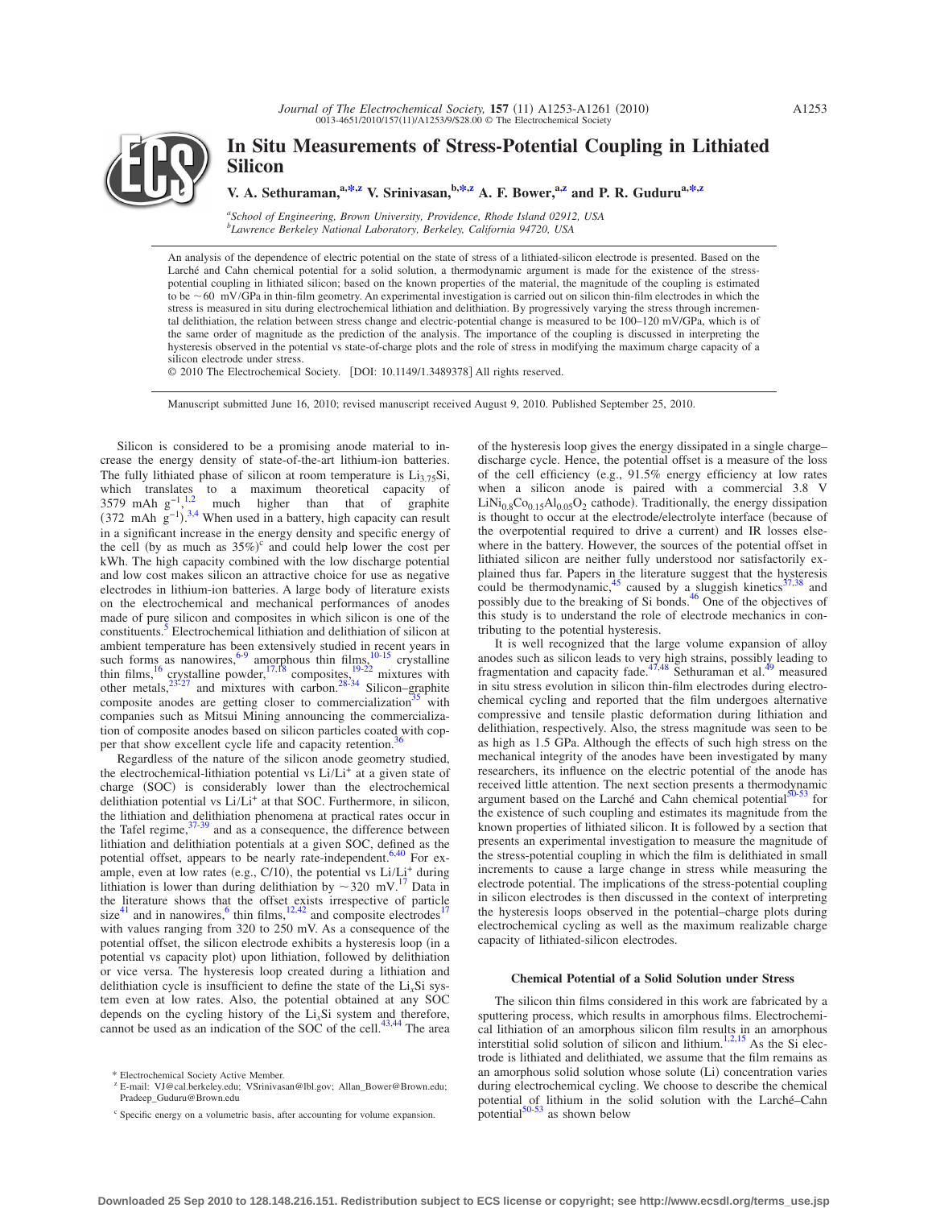# In Situ Measurements of Stress-Potential Coupling in Lithiated Silicon

**V. A. Sethuraman,[a,*,z] V. Srinivasan,[b,*,z] A. F. Bower,[a,z] and P. R. Guduru[a,*,z]**

[a]*School of Engineering, Brown University, Providence, Rhode Island 02912, USA*
[b]*Lawrence Berkeley National Laboratory, Berkeley, California 94720, USA*

An analysis of the dependence of electric potential on the state of stress of a lithiated-silicon electrode is presented. Based on the Larché and Cahn chemical potential for a solid solution, a thermodynamic argument is made for the existence of the stress-potential coupling in lithiated silicon; based on the known properties of the material, the magnitude of the coupling is estimated to be ~60 mV/GPa in thin-film geometry. An experimental investigation is carried out on silicon thin-film electrodes in which the stress is measured in situ during electrochemical lithiation and delithiation. By progressively varying the stress through incremental delithiation, the relation between stress change and electric-potential change is measured to be 100–120 mV/GPa, which is of the same order of magnitude as the prediction of the analysis. The importance of the coupling is discussed in interpreting the hysteresis observed in the potential vs state-of-charge plots and the role of stress in modifying the maximum charge capacity of a silicon electrode under stress.

© 2010 The Electrochemical Society. [DOI: 10.1149/1.3489378] All rights reserved.

Manuscript submitted June 16, 2010; revised manuscript received August 9, 2010. Published September 25, 2010.

Silicon is considered to be a promising anode material to increase the energy density of state-of-the-art lithium-ion batteries. The fully lithiated phase of silicon at room temperature is $Li_{3.75}Si$, which translates to a maximum theoretical capacity of 3579 mAh g$^{-1}$,[1,2] much higher than that of graphite (372 mAh g$^{-1}$).[3,4] When used in a battery, high capacity can result in a significant increase in the energy density and specific energy of the cell (by as much as 35%)[c] and could help lower the cost per kWh. The high capacity combined with the low discharge potential and low cost makes silicon an attractive choice for use as negative electrodes in lithium-ion batteries. A large body of literature exists on the electrochemical and mechanical performances of anodes made of pure silicon and composites in which silicon is one of the constituents.[5] Electrochemical lithiation and delithiation of silicon at ambient temperature has been extensively studied in recent years in such forms as nanowires,[6-9] amorphous thin films,[10-15] crystalline thin films,[16] crystalline powder,[17,18] composites,[19-22] mixtures with other metals,[23-27] and mixtures with carbon.[28-34] Silicon–graphite composite anodes are getting closer to commercialization[35] with companies such as Mitsui Mining announcing the commercialization of composite anodes based on silicon particles coated with copper that show excellent cycle life and capacity retention.[36]

Regardless of the nature of the silicon anode geometry studied, the electrochemical-lithiation potential vs Li/Li$^+$ at a given state of charge (SOC) is considerably lower than the electrochemical delithiation potential vs Li/Li$^+$ at that SOC. Furthermore, in silicon, the lithiation and delithiation phenomena at practical rates occur in the Tafel regime,[37-39] and as a consequence, the difference between lithiation and delithiation potentials at a given SOC, defined as the potential offset, appears to be nearly rate-independent.[6,40] For example, even at low rates (e.g., C/10), the potential vs Li/Li$^+$ during lithiation is lower than during delithiation by ~320 mV.[17] Data in the literature shows that the offset exists irrespective of particle size[41] and in nanowires,[6] thin films,[12,42] and composite electrodes[17] with values ranging from 320 to 250 mV. As a consequence of the potential offset, the silicon electrode exhibits a hysteresis loop (in a potential vs capacity plot) upon lithiation, followed by delithiation or vice versa. The hysteresis loop created during a lithiation and delithiation cycle is insufficient to define the state of the $Li_xSi$ system even at low rates. Also, the potential obtained at any SOC depends on the cycling history of the $Li_xSi$ system and therefore, cannot be used as an indication of the SOC of the cell.[43,44] The area of the hysteresis loop gives the energy dissipated in a single charge–discharge cycle. Hence, the potential offset is a measure of the loss of the cell efficiency (e.g., 91.5% energy efficiency at low rates when a silicon anode is paired with a commercial 3.8 V $LiNi_{0.8}Co_{0.15}Al_{0.05}O_2$ cathode). Traditionally, the energy dissipation is thought to occur at the electrode/electrolyte interface (because of the overpotential required to drive a current) and IR losses elsewhere in the battery. However, the sources of the potential offset in lithiated silicon are neither fully understood nor satisfactorily explained thus far. Papers in the literature suggest that the hysteresis could be thermodynamic,[45] caused by a sluggish kinetics[37,38] and possibly due to the breaking of Si bonds.[46] One of the objectives of this study is to understand the role of electrode mechanics in contributing to the potential hysteresis.

It is well recognized that the large volume expansion of alloy anodes such as silicon leads to very high strains, possibly leading to fragmentation and capacity fade.[47,48] Sethuraman et al.[49] measured in situ stress evolution in silicon thin-film electrodes during electrochemical cycling and reported that the film undergoes alternative compressive and tensile plastic deformation during lithiation and delithiation, respectively. Also, the stress magnitude was seen to be as high as 1.5 GPa. Although the effects of such high stress on the mechanical integrity of the anodes have been investigated by many researchers, its influence on the electric potential of the anode has received little attention. The next section presents a thermodynamic argument based on the Larché and Cahn chemical potential[50-53] for the existence of such coupling and estimates its magnitude from the known properties of lithiated silicon. It is followed by a section that presents an experimental investigation to measure the magnitude of the stress-potential coupling in which the film is delithiated in small increments to cause a large change in stress while measuring the electrode potential. The implications of the stress-potential coupling in silicon electrodes is then discussed in the context of interpreting the hysteresis loops observed in the potential–charge plots during electrochemical cycling as well as the maximum realizable charge capacity of lithiated-silicon electrodes.

## Chemical Potential of a Solid Solution under Stress

The silicon thin films considered in this work are fabricated by a sputtering process, which results in amorphous films. Electrochemical lithiation of an amorphous silicon film results in an amorphous interstitial solid solution of silicon and lithium.[1,2,15] As the Si electrode is lithiated and delithiated, we assume that the film remains as an amorphous solid solution whose solute (Li) concentration varies during electrochemical cycling. We choose to describe the chemical potential of lithium in the solid solution with the Larché–Cahn potential[50-53] as shown below

---

\* Electrochemical Society Active Member.
[z] E-mail: VJ@cal.berkeley.edu; VSrinivasan@lbl.gov; Allan_Bower@Brown.edu; Pradeep_Guduru@Brown.edu

[c] Specific energy on a volumetric basis, after accounting for volume expansion.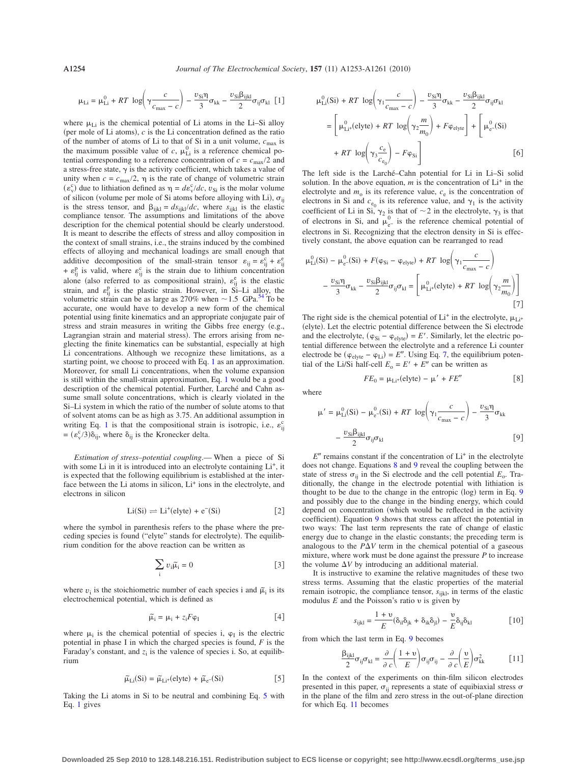$$\mu_{Li} = \mu_{Li}^0 + RT\ \log\left(\gamma \frac{c}{c_{max} - c}\right) - \frac{v_{Si}\eta}{3}\sigma_{kk} - \frac{v_{Si}\beta_{ijkl}}{2}\sigma_{ij}\sigma_{kl} \quad [1]$$

where $\mu_{Li}$ is the chemical potential of Li atoms in the Li–Si alloy (per mole of Li atoms), $c$ is the Li concentration defined as the ratio of the number of atoms of Li to that of Si in a unit volume, $c_{max}$ is the maximum possible value of $c$, $\mu_{Li}^0$ is a reference chemical potential corresponding to a reference concentration of $c = c_{max}/2$ and a stress-free state, $\gamma$ is the activity coefficient, which takes a value of unity when $c = c_{max}/2$, $\eta$ is the rate of change of volumetric strain ($\varepsilon_v^c$) due to lithiation defined as $\eta = d\varepsilon_v^c/dc$, $v_{Si}$ is the molar volume of silicon (volume per mole of Si atoms before alloying with Li), $\sigma_{ij}$ is the stress tensor, and $\beta_{ijkl} = ds_{ijkl}/dc$, where $s_{ijkl}$ is the elastic compliance tensor. The assumptions and limitations of the above description for the chemical potential should be clearly understood. It is meant to describe the effects of stress and alloy composition in the context of small strains, i.e., the strains induced by the combined effects of alloying and mechanical loadings are small enough that additive decomposition of the small-strain tensor $\varepsilon_{ij} = \varepsilon_{ij}^c + \varepsilon_{ij}^e + \varepsilon_{ij}^p$ is valid, where $\varepsilon_{ij}^c$ is the strain due to lithium concentration alone (also referred to as compositional strain), $\varepsilon_{ij}^e$ is the elastic strain, and $\varepsilon_{ij}^p$ is the plastic strain. However, in Si–Li alloy, the volumetric strain can be as large as 270% when ~1.5 GPa.[54] To be accurate, one would have to develop a new form of the chemical potential using finite kinematics and an appropriate conjugate pair of stress and strain measures in writing the Gibbs free energy (e.g., Lagrangian strain and material stress). The errors arising from neglecting the finite kinematics can be substantial, especially at high Li concentrations. Although we recognize these limitations, as a starting point, we choose to proceed with Eq. 1 as an approximation. Moreover, for small Li concentrations, when the volume expansion is still within the small-strain approximation, Eq. 1 would be a good description of the chemical potential. Further, Larché and Cahn assume small solute concentrations, which is clearly violated in the Si–Li system in which the ratio of the number of solute atoms to that of solvent atoms can be as high as 3.75. An additional assumption in writing Eq. 1 is that the compositional strain is isotropic, i.e., $\varepsilon_{ij}^c = (\varepsilon_v^c/3)\delta_{ij}$, where $\delta_{ij}$ is the Kronecker delta.

*Estimation of stress–potential coupling.*— When a piece of Si with some Li in it is introduced into an electrolyte containing $Li^+$, it is expected that the following equilibrium is established at the interface between the Li atoms in silicon, $Li^+$ ions in the electrolyte, and electrons in silicon

$$\text{Li(Si)} \rightleftharpoons \text{Li}^+\text{(elyte)} + \text{e}^-\text{(Si)} \quad [2]$$

where the symbol in parenthesis refers to the phase where the preceding species is found ("elyte" stands for electrolyte). The equilibrium condition for the above reaction can be written as

$$\sum_i v_i \tilde{\mu}_i = 0 \quad [3]$$

where $v_i$ is the stoichiometric number of each species i and $\tilde{\mu}_i$ is its electrochemical potential, which is defined as

$$\tilde{\mu}_i = \mu_i + z_i F \varphi_I \quad [4]$$

where $\mu_i$ is the chemical potential of species i, $\varphi_I$ is the electric potential in phase I in which the charged species is found, $F$ is the Faraday's constant, and $z_i$ is the valence of species i. So, at equilibrium

$$\tilde{\mu}_{Li}(\text{Si}) = \tilde{\mu}_{Li^+}(\text{elyte}) + \tilde{\mu}_{e^-}(\text{Si}) \quad [5]$$

Taking the Li atoms in Si to be neutral and combining Eq. 5 with Eq. 1 gives

$$\mu_{Li}^0(\text{Si}) + RT\ \log\left(\gamma_1 \frac{c}{c_{max} - c}\right) - \frac{v_{Si}\eta}{3}\sigma_{kk} - \frac{v_{Si}\beta_{ijkl}}{2}\sigma_{ij}\sigma_{kl} = \left[\mu_{Li^+}^0(\text{elyte}) + RT\ \log\left(\gamma_2 \frac{m}{m_0}\right) + F\varphi_{elyte}\right] + \left[\mu_{e^-}^0(\text{Si}) + RT\ \log\left(\gamma_3 \frac{c_e}{c_{e_0}}\right) - F\varphi_{Si}\right] \quad [6]$$

The left side is the Larché–Cahn potential for Li in Li–Si solid solution. In the above equation, $m$ is the concentration of $Li^+$ in the electrolyte and $m_o$ is its reference value, $c_e$ is the concentration of electrons in Si and $c_{e_0}$ is its reference value, and $\gamma_1$ is the activity coefficient of Li in Si, $\gamma_2$ is that of ~2 in the electrolyte, $\gamma_3$ is that of electrons in Si, and $\mu_{e^-}^0$ is the reference chemical potential of electrons in Si. Recognizing that the electron density in Si is effectively constant, the above equation can be rearranged to read

$$\mu_{Li}^0(\text{Si}) - \mu_{e^-}^0(\text{Si}) + F(\varphi_{Si} - \varphi_{elyte}) + RT\ \log\left(\gamma_1 \frac{c}{c_{max} - c}\right) - \frac{v_{Si}\eta}{3}\sigma_{kk} - \frac{v_{Si}\beta_{ijkl}}{2}\sigma_{ij}\sigma_{kl} = \left[\mu_{Li^+}^0(\text{elyte}) + RT\ \log\left(\gamma_2 \frac{m}{m_0}\right)\right] \quad [7]$$

The right side is the chemical potential of $Li^+$ in the electrolyte, $\mu_{Li^+}$ (elyte). Let the electric potential difference between the Si electrode and the electrolyte, $(\varphi_{Si} - \varphi_{elyte}) = E'$. Similarly, let the electric potential difference between the electrolyte and a reference Li counter electrode be $(\varphi_{elyte} - \varphi_{Li}) = E''$. Using Eq. 7, the equilibrium potential of the Li/Si half-cell $E_o = E' + E''$ can be written as

$$FE_0 = \mu_{Li^+}(\text{elyte}) - \mu' + FE'' \quad [8]$$

where

$$\mu' = \mu_{Li}^0(\text{Si}) - \mu_{e^-}^0(\text{Si}) + RT\ \log\left(\gamma_1 \frac{c}{c_{max} - c}\right) - \frac{v_{Si}\eta}{3}\sigma_{kk} - \frac{v_{Si}\beta_{ijkl}}{2}\sigma_{ij}\sigma_{kl} \quad [9]$$

$E''$ remains constant if the concentration of $Li^+$ in the electrolyte does not change. Equations 8 and 9 reveal the coupling between the state of stress $\sigma_{ij}$ in the Si electrode and the cell potential $E_o$. Traditionally, the change in the electrode potential with lithiation is thought to be due to the change in the entropic (log) term in Eq. 9 and possibly due to the change in the binding energy, which could depend on concentration (which would be reflected in the activity coefficient). Equation 9 shows that stress can affect the potential in two ways: The last term represents the rate of change of elastic energy due to change in the elastic constants; the preceding term is analogous to the $P\Delta V$ term in the chemical potential of a gaseous mixture, where work must be done against the pressure $P$ to increase the volume $\Delta V$ by introducing an additional material.

It is instructive to examine the relative magnitudes of these two stress terms. Assuming that the elastic properties of the material remain isotropic, the compliance tensor, $s_{ijkl}$, in terms of the elastic modulus $E$ and the Poisson's ratio $\upsilon$ is given by

$$s_{ijkl} = \frac{1 + \upsilon}{E}(\delta_{il}\delta_{jk} + \delta_{ik}\delta_{jl}) - \frac{\upsilon}{E}\delta_{ij}\delta_{kl} \quad [10]$$

from which the last term in Eq. 9 becomes

$$\frac{\beta_{ijkl}}{2}\sigma_{ij}\sigma_{kl} = \frac{\partial}{\partial c}\left(\frac{1 + \upsilon}{E}\right)\sigma_{ij}\sigma_{ij} - \frac{\partial}{\partial c}\left(\frac{\upsilon}{E}\right)\sigma_{kk}^2 \quad [11]$$

In the context of the experiments on thin-film silicon electrodes presented in this paper, $\sigma_{ij}$ represents a state of equibiaxial stress $\sigma$ in the plane of the film and zero stress in the out-of-plane direction for which Eq. 11 becomes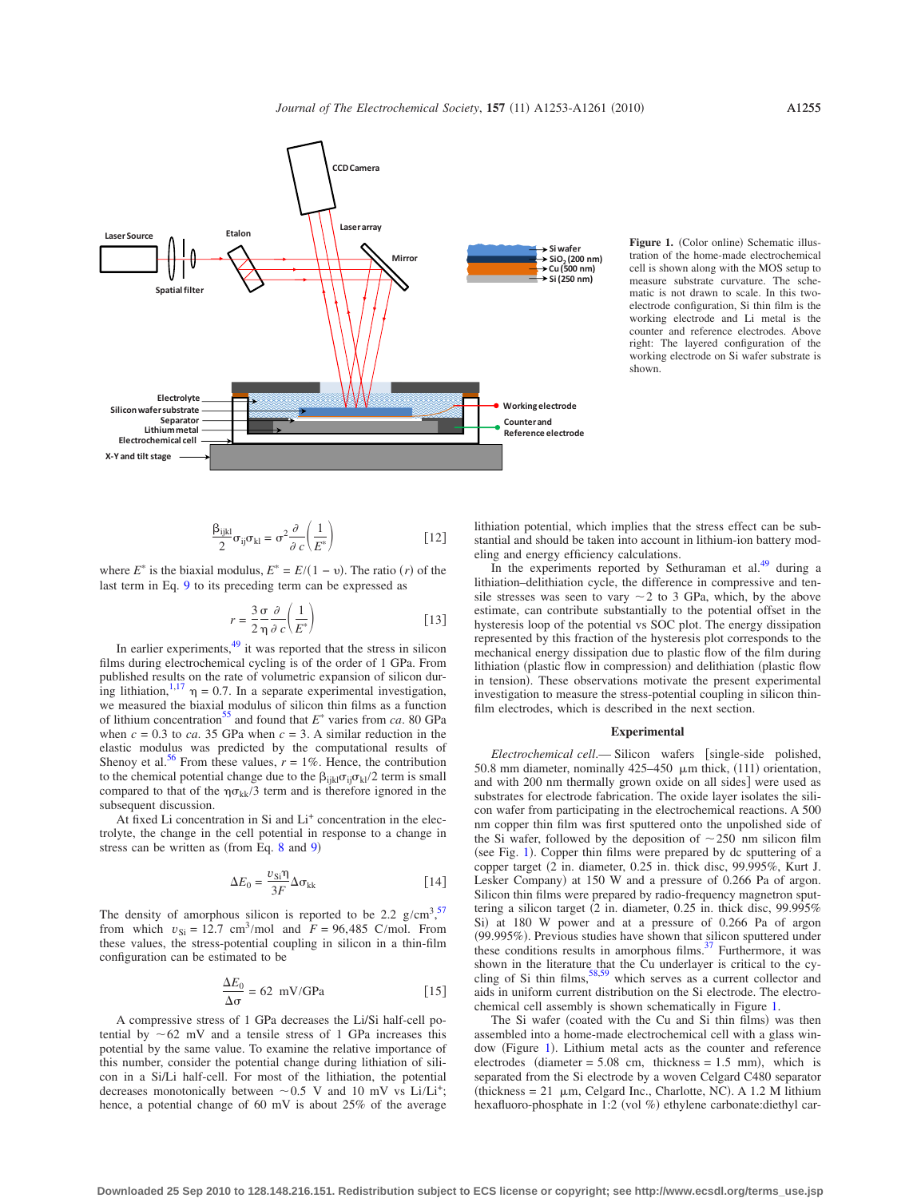**Figure 1.** (Color online) Schematic illustration of the home-made electrochemical cell is shown along with the MOS setup to measure substrate curvature. The schematic is not drawn to scale. In this two-electrode configuration, Si thin film is the working electrode and Li metal is the counter and reference electrodes. Above right: The layered configuration of the working electrode on Si wafer substrate is shown.

$$\frac{\beta_{ijkl}}{2}\sigma_{ij}\sigma_{kl} = \sigma^2 \frac{\partial}{\partial c}\left(\frac{1}{E^*}\right) \qquad [12]$$

where $E^*$ is the biaxial modulus, $E^* = E/(1 - \upsilon)$. The ratio ($r$) of the last term in Eq. 9 to its preceding term can be expressed as

$$r = \frac{3}{2}\frac{\sigma}{\eta}\frac{\partial}{\partial c}\left(\frac{1}{E^*}\right) \qquad [13]$$

In earlier experiments,[49] it was reported that the stress in silicon films during electrochemical cycling is of the order of 1 GPa. From published results on the rate of volumetric expansion of silicon during lithiation,[1,17] $\eta = 0.7$. In a separate experimental investigation, we measured the biaxial modulus of silicon thin films as a function of lithium concentration[55] and found that $E^*$ varies from *ca.* 80 GPa when $c = 0.3$ to *ca.* 35 GPa when $c = 3$. A similar reduction in the elastic modulus was predicted by the computational results of Shenoy et al.[56] From these values, $r = 1\%$. Hence, the contribution to the chemical potential change due to the $\beta_{ijkl}\sigma_{ij}\sigma_{kl}/2$ term is small compared to that of the $\eta\sigma_{kk}/3$ term and is therefore ignored in the subsequent discussion.

At fixed Li concentration in Si and $Li^+$ concentration in the electrolyte, the change in the cell potential in response to a change in stress can be written as (from Eq. 8 and 9)

$$\Delta E_0 = \frac{v_{Si}\eta}{3F}\Delta\sigma_{kk} \qquad [14]$$

The density of amorphous silicon is reported to be 2.2 g/cm$^3$,[57] from which $v_{Si} = 12.7$ cm$^3$/mol and $F = 96{,}485$ C/mol. From these values, the stress-potential coupling in silicon in a thin-film configuration can be estimated to be

$$\frac{\Delta E_0}{\Delta\sigma} = 62 \ \text{mV/GPa} \qquad [15]$$

A compressive stress of 1 GPa decreases the Li/Si half-cell potential by ~62 mV and a tensile stress of 1 GPa increases this potential by the same value. To examine the relative importance of this number, consider the potential change during lithiation of silicon in a Si/Li half-cell. For most of the lithiation, the potential decreases monotonically between ~0.5 V and 10 mV vs Li/$Li^+$; hence, a potential change of 60 mV is about 25% of the average lithiation potential, which implies that the stress effect can be substantial and should be taken into account in lithium-ion battery modeling and energy efficiency calculations.

In the experiments reported by Sethuraman et al.[49] during a lithiation–delithiation cycle, the difference in compressive and tensile stresses was seen to vary ~2 to 3 GPa, which, by the above estimate, can contribute substantially to the potential offset in the hysteresis loop of the potential vs SOC plot. The energy dissipation represented by this fraction of the hysteresis plot corresponds to the mechanical energy dissipation due to plastic flow of the film during lithiation (plastic flow in compression) and delithiation (plastic flow in tension). These observations motivate the present experimental investigation to measure the stress-potential coupling in silicon thin-film electrodes, which is described in the next section.

## Experimental

*Electrochemical cell.—* Silicon wafers [single-side polished, 50.8 mm diameter, nominally 425–450 μm thick, (111) orientation, and with 200 nm thermally grown oxide on all sides] were used as substrates for electrode fabrication. The oxide layer isolates the silicon wafer from participating in the electrochemical reactions. A 500 nm copper thin film was first sputtered onto the unpolished side of the Si wafer, followed by the deposition of ~250 nm silicon film (see Fig. 1). Copper thin films were prepared by dc sputtering of a copper target (2 in. diameter, 0.25 in. thick disc, 99.995%, Kurt J. Lesker Company) at 150 W and a pressure of 0.266 Pa of argon. Silicon thin films were prepared by radio-frequency magnetron sputtering a silicon target (2 in. diameter, 0.25 in. thick disc, 99.995% Si) at 180 W power and at a pressure of 0.266 Pa of argon (99.995%). Previous studies have shown that silicon sputtered under these conditions results in amorphous films.[37] Furthermore, it was shown in the literature that the Cu underlayer is critical to the cycling of Si thin films,[58,59] which serves as a current collector and aids in uniform current distribution on the Si electrode. The electrochemical cell assembly is shown schematically in Figure 1.

The Si wafer (coated with the Cu and Si thin films) was then assembled into a home-made electrochemical cell with a glass window (Figure 1). Lithium metal acts as the counter and reference electrodes (diameter = 5.08 cm, thickness = 1.5 mm), which is separated from the Si electrode by a woven Celgard C480 separator (thickness = 21 μm, Celgard Inc., Charlotte, NC). A 1.2 M lithium hexafluoro-phosphate in 1:2 (vol %) ethylene carbonate:diethyl car-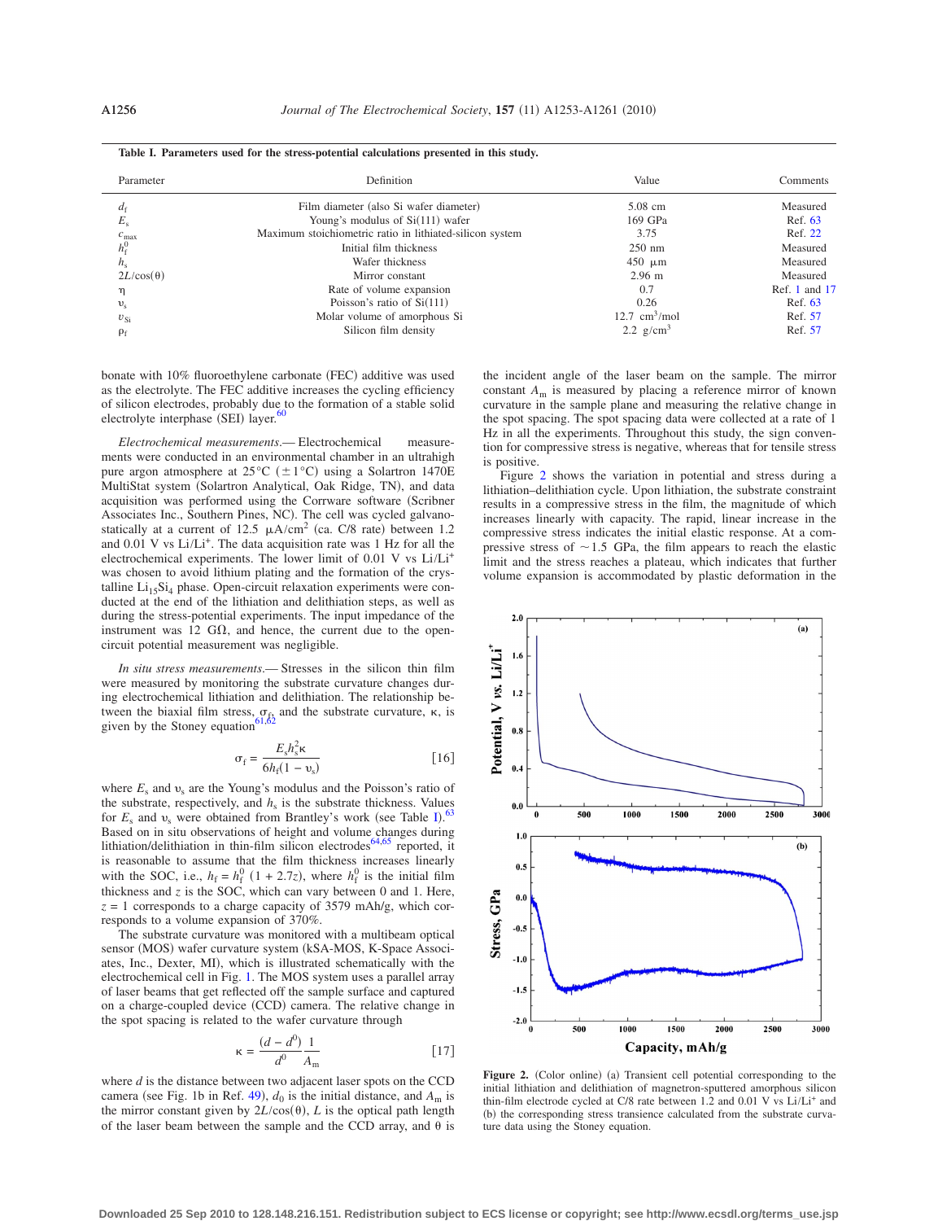**Table I. Parameters used for the stress-potential calculations presented in this study.**

| Parameter | Definition | Value | Comments |
|---|---|---|---|
| $d_f$ | Film diameter (also Si wafer diameter) | 5.08 cm | Measured |
| $E_s$ | Young's modulus of Si(111) wafer | 169 GPa | Ref. 63 |
| $c_{max}$ | Maximum stoichiometric ratio in lithiated-silicon system | 3.75 | Ref. 22 |
| $h_f^0$ | Initial film thickness | 250 nm | Measured |
| $h_s$ | Wafer thickness | 450 μm | Measured |
| $2L/\cos(\theta)$ | Mirror constant | 2.96 m | Measured |
| $\eta$ | Rate of volume expansion | 0.7 | Ref. 1 and 17 |
| $\upsilon_s$ | Poisson's ratio of Si(111) | 0.26 | Ref. 63 |
| $\upsilon_{Si}$ | Molar volume of amorphous Si | 12.7 $cm^3$/mol | Ref. 57 |
| $\rho_f$ | Silicon film density | 2.2 $g/cm^3$ | Ref. 57 |

bonate with 10% fluoroethylene carbonate (FEC) additive was used as the electrolyte. The FEC additive increases the cycling efficiency of silicon electrodes, probably due to the formation of a stable solid electrolyte interphase (SEI) layer.[60]

*Electrochemical measurements.*— Electrochemical measurements were conducted in an environmental chamber in an ultrahigh pure argon atmosphere at 25°C (±1°C) using a Solartron 1470E MultiStat system (Solartron Analytical, Oak Ridge, TN), and data acquisition was performed using the Corrware software (Scribner Associates Inc., Southern Pines, NC). The cell was cycled galvanostatically at a current of 12.5 μA/$cm^2$ (ca. C/8 rate) between 1.2 and 0.01 V vs $Li/Li^+$. The data acquisition rate was 1 Hz for all the electrochemical experiments. The lower limit of 0.01 V vs $Li/Li^+$ was chosen to avoid lithium plating and the formation of the crystalline $Li_{15}Si_4$ phase. Open-circuit relaxation experiments were conducted at the end of the lithiation and delithiation steps, as well as during the stress-potential experiments. The input impedance of the instrument was 12 GΩ, and hence, the current due to the open-circuit potential measurement was negligible.

*In situ stress measurements.*— Stresses in the silicon thin film were measured by monitoring the substrate curvature changes during electrochemical lithiation and delithiation. The relationship between the biaxial film stress, $\sigma_f$, and the substrate curvature, κ, is given by the Stoney equation[61,62]

$$\sigma_f = \frac{E_s h_s^2 \kappa}{6 h_f (1 - \upsilon_s)} \quad [16]$$

where $E_s$ and $\upsilon_s$ are the Young's modulus and the Poisson's ratio of the substrate, respectively, and $h_s$ is the substrate thickness. Values for $E_s$ and $\upsilon_s$ were obtained from Brantley's work (see Table I).[63] Based on in situ observations of height and volume changes during lithiation/delithiation in thin-film silicon electrodes[64,65] reported, it is reasonable to assume that the film thickness increases linearly with the SOC, i.e., $h_f = h_f^0\,(1 + 2.7z)$, where $h_f^0$ is the initial film thickness and $z$ is the SOC, which can vary between 0 and 1. Here, $z = 1$ corresponds to a charge capacity of 3579 mAh/g, which corresponds to a volume expansion of 370%.

The substrate curvature was monitored with a multibeam optical sensor (MOS) wafer curvature system (kSA-MOS, K-Space Associates, Inc., Dexter, MI), which is illustrated schematically with the electrochemical cell in Fig. 1. The MOS system uses a parallel array of laser beams that get reflected off the sample surface and captured on a charge-coupled device (CCD) camera. The relative change in the spot spacing is related to the wafer curvature through

$$\kappa = \frac{(d - d^0)}{d^0} \frac{1}{A_m} \quad [17]$$

where $d$ is the distance between two adjacent laser spots on the CCD camera (see Fig. 1b in Ref. 49), $d_0$ is the initial distance, and $A_m$ is the mirror constant given by $2L/\cos(\theta)$, $L$ is the optical path length of the laser beam between the sample and the CCD array, and θ is the incident angle of the laser beam on the sample. The mirror constant $A_m$ is measured by placing a reference mirror of known curvature in the sample plane and measuring the relative change in the spot spacing. The spot spacing data were collected at a rate of 1 Hz in all the experiments. Throughout this study, the sign convention for compressive stress is negative, whereas that for tensile stress is positive.

Figure 2 shows the variation in potential and stress during a lithiation–delithiation cycle. Upon lithiation, the substrate constraint results in a compressive stress in the film, the magnitude of which increases linearly with capacity. The rapid, linear increase in the compressive stress indicates the initial elastic response. At a compressive stress of ~1.5 GPa, the film appears to reach the elastic limit and the stress reaches a plateau, which indicates that further volume expansion is accommodated by plastic deformation in the

**Figure 2.** (Color online) (a) Transient cell potential corresponding to the initial lithiation and delithiation of magnetron-sputtered amorphous silicon thin-film electrode cycled at C/8 rate between 1.2 and 0.01 V vs $Li/Li^+$ and (b) the corresponding stress transience calculated from the substrate curvature data using the Stoney equation.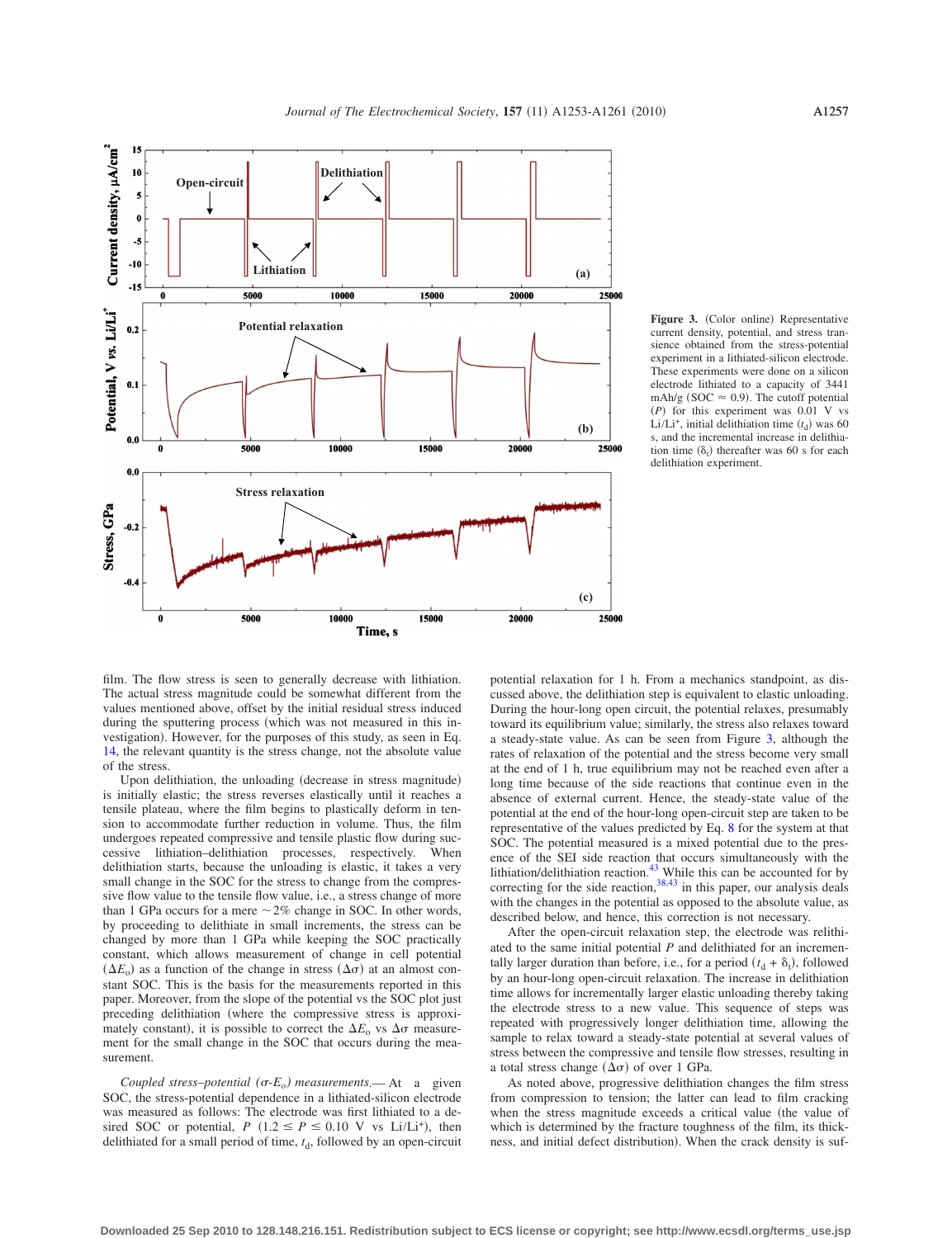Figure 3. (Color online) Representative current density, potential, and stress transience obtained from the stress-potential experiment in a lithiated-silicon electrode. These experiments were done on a silicon electrode lithiated to a capacity of 3441 mAh/g (SOC ≈ 0.9). The cutoff potential ($P$) for this experiment was 0.01 V vs $Li/Li^+$, initial delithiation time ($t_d$) was 60 s, and the incremental increase in delithiation time ($\delta_t$) thereafter was 60 s for each delithiation experiment.

film. The flow stress is seen to generally decrease with lithiation. The actual stress magnitude could be somewhat different from the values mentioned above, offset by the initial residual stress induced during the sputtering process (which was not measured in this investigation). However, for the purposes of this study, as seen in Eq. 14, the relevant quantity is the stress change, not the absolute value of the stress.

Upon delithiation, the unloading (decrease in stress magnitude) is initially elastic; the stress reverses elastically until it reaches a tensile plateau, where the film begins to plastically deform in tension to accommodate further reduction in volume. Thus, the film undergoes repeated compressive and tensile plastic flow during successive lithiation–delithiation processes, respectively. When delithiation starts, because the unloading is elastic, it takes a very small change in the SOC for the stress to change from the compressive flow value to the tensile flow value, i.e., a stress change of more than 1 GPa occurs for a mere ~2% change in SOC. In other words, by proceeding to delithiate in small increments, the stress can be changed by more than 1 GPa while keeping the SOC practically constant, which allows measurement of change in cell potential ($\Delta E_o$) as a function of the change in stress ($\Delta\sigma$) at an almost constant SOC. This is the basis for the measurements reported in this paper. Moreover, from the slope of the potential vs the SOC plot just preceding delithiation (where the compressive stress is approximately constant), it is possible to correct the $\Delta E_o$ vs $\Delta\sigma$ measurement for the small change in the SOC that occurs during the measurement.

*Coupled stress–potential ($\sigma$-$E_o$) measurements.*— At a given SOC, the stress-potential dependence in a lithiated-silicon electrode was measured as follows: The electrode was first lithiated to a desired SOC or potential, $P$ ($1.2 \leq P \leq 0.10$ V vs $Li/Li^+$), then delithiated for a small period of time, $t_d$, followed by an open-circuit potential relaxation for 1 h. From a mechanics standpoint, as discussed above, the delithiation step is equivalent to elastic unloading. During the hour-long open circuit, the potential relaxes, presumably toward its equilibrium value; similarly, the stress also relaxes toward a steady-state value. As can be seen from Figure 3, although the rates of relaxation of the potential and the stress become very small at the end of 1 h, true equilibrium may not be reached even after a long time because of the side reactions that continue even in the absence of external current. Hence, the steady-state value of the potential at the end of the hour-long open-circuit step are taken to be representative of the values predicted by Eq. 8 for the system at that SOC. The potential measured is a mixed potential due to the presence of the SEI side reaction that occurs simultaneously with the lithiation/delithiation reaction.[43] While this can be accounted for by correcting for the side reaction,[38,43] in this paper, our analysis deals with the changes in the potential as opposed to the absolute value, as described below, and hence, this correction is not necessary.

After the open-circuit relaxation step, the electrode was relithiated to the same initial potential $P$ and delithiated for an incrementally larger duration than before, i.e., for a period ($t_d + \delta_t$), followed by an hour-long open-circuit relaxation. The increase in delithiation time allows for incrementally larger elastic unloading thereby taking the electrode stress to a new value. This sequence of steps was repeated with progressively longer delithiation time, allowing the sample to relax toward a steady-state potential at several values of stress between the compressive and tensile flow stresses, resulting in a total stress change ($\Delta\sigma$) of over 1 GPa.

As noted above, progressive delithiation changes the film stress from compression to tension; the latter can lead to film cracking when the stress magnitude exceeds a critical value (the value of which is determined by the fracture toughness of the film, its thickness, and initial defect distribution). When the crack density is suf-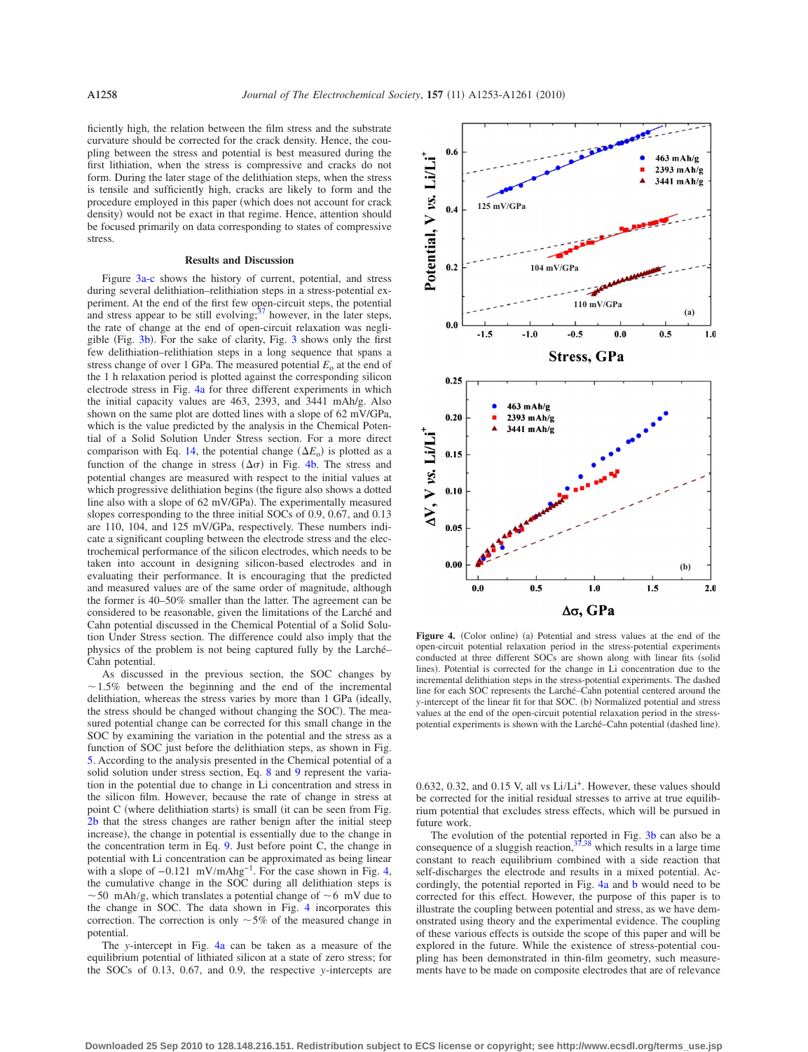ficiently high, the relation between the film stress and the substrate curvature should be corrected for the crack density. Hence, the coupling between the stress and potential is best measured during the first lithiation, when the stress is compressive and cracks do not form. During the later stage of the delithiation steps, when the stress is tensile and sufficiently high, cracks are likely to form and the procedure employed in this paper (which does not account for crack density) would not be exact in that regime. Hence, attention should be focused primarily on data corresponding to states of compressive stress.

## Results and Discussion

Figure 3a-c shows the history of current, potential, and stress during several delithiation–relithiation steps in a stress-potential experiment. At the end of the first few open-circuit steps, the potential and stress appear to be still evolving;[37] however, in the later steps, the rate of change at the end of open-circuit relaxation was negligible (Fig. 3b). For the sake of clarity, Fig. 3 shows only the first few delithiation–relithiation steps in a long sequence that spans a stress change of over 1 GPa. The measured potential $E_o$ at the end of the 1 h relaxation period is plotted against the corresponding silicon electrode stress in Fig. 4a for three different experiments in which the initial capacity values are 463, 2393, and 3441 mAh/g. Also shown on the same plot are dotted lines with a slope of 62 mV/GPa, which is the value predicted by the analysis in the Chemical Potential of a Solid Solution Under Stress section. For a more direct comparison with Eq. 14, the potential change ($\Delta E_o$) is plotted as a function of the change in stress ($\Delta\sigma$) in Fig. 4b. The stress and potential changes are measured with respect to the initial values at which progressive delithiation begins (the figure also shows a dotted line also with a slope of 62 mV/GPa). The experimentally measured slopes corresponding to the three initial SOCs of 0.9, 0.67, and 0.13 are 110, 104, and 125 mV/GPa, respectively. These numbers indicate a significant coupling between the electrode stress and the electrochemical performance of the silicon electrodes, which needs to be taken into account in designing silicon-based electrodes and in evaluating their performance. It is encouraging that the predicted and measured values are of the same order of magnitude, although the former is 40–50% smaller than the latter. The agreement can be considered to be reasonable, given the limitations of the Larché and Cahn potential discussed in the Chemical Potential of a Solid Solution Under Stress section. The difference could also imply that the physics of the problem is not being captured fully by the Larché–Cahn potential.

As discussed in the previous section, the SOC changes by ~1.5% between the beginning and the end of the incremental delithiation, whereas the stress varies by more than 1 GPa (ideally, the stress should be changed without changing the SOC). The measured potential change can be corrected for this small change in the SOC by examining the variation in the potential and the stress as a function of SOC just before the delithiation steps, as shown in Fig. 5. According to the analysis presented in the Chemical potential of a solid solution under stress section, Eq. 8 and 9 represent the variation in the potential due to change in Li concentration and stress in the silicon film. However, because the rate of change in stress at point C (where delithiation starts) is small (it can be seen from Fig. 2b that the stress changes are rather benign after the initial steep increase), the change in potential is essentially due to the change in the concentration term in Eq. 9. Just before point C, the change in potential with Li concentration can be approximated as being linear with a slope of $-0.121$ mV/mAhg$^{-1}$. For the case shown in Fig. 4, the cumulative change in the SOC during all delithiation steps is ~50 mAh/g, which translates a potential change of ~6 mV due to the change in SOC. The data shown in Fig. 4 incorporates this correction. The correction is only ~5% of the measured change in potential.

The $y$-intercept in Fig. 4a can be taken as a measure of the equilibrium potential of lithiated silicon at a state of zero stress; for the SOCs of 0.13, 0.67, and 0.9, the respective $y$-intercepts are 0.632, 0.32, and 0.15 V, all vs Li/Li$^+$. However, these values should be corrected for the initial residual stresses to arrive at true equilibrium potential that excludes stress effects, which will be pursued in future work.

The evolution of the potential reported in Fig. 3b can also be a consequence of a sluggish reaction,[37,38] which results in a large time constant to reach equilibrium combined with a side reaction that self-discharges the electrode and results in a mixed potential. Accordingly, the potential reported in Fig. 4a and b would need to be corrected for this effect. However, the purpose of this paper is to illustrate the coupling between potential and stress, as we have demonstrated using theory and the experimental evidence. The coupling of these various effects is outside the scope of this paper and will be explored in the future. While the existence of stress-potential coupling has been demonstrated in thin-film geometry, such measurements have to be made on composite electrodes that are of relevance

**Figure 4.** (Color online) (a) Potential and stress values at the end of the open-circuit potential relaxation period in the stress-potential experiments conducted at three different SOCs are shown along with linear fits (solid lines). Potential is corrected for the change in Li concentration due to the incremental delithiation steps in the stress-potential experiments. The dashed line for each SOC represents the Larché–Cahn potential centered around the $y$-intercept of the linear fit for that SOC. (b) Normalized potential and stress values at the end of the open-circuit potential relaxation period in the stress-potential experiments is shown with the Larché–Cahn potential (dashed line).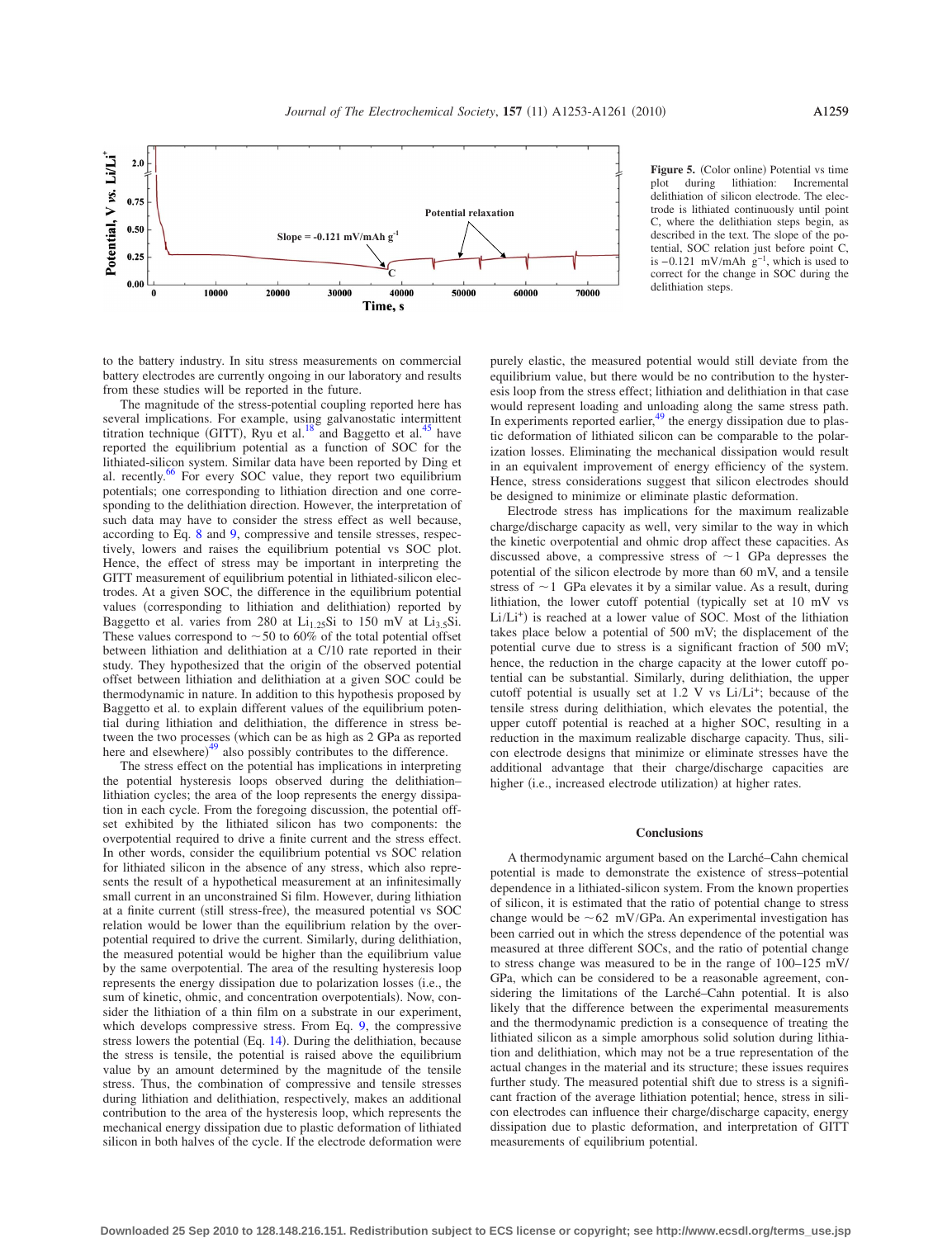Figure 5. (Color online) Potential vs time plot during lithiation: Incremental delithiation of silicon electrode. The electrode is lithiated continuously until point C, where the delithiation steps begin, as described in the text. The slope of the potential, SOC relation just before point C, is −0.121 mV/mAh $g^{-1}$, which is used to correct for the change in SOC during the delithiation steps.

to the battery industry. In situ stress measurements on commercial battery electrodes are currently ongoing in our laboratory and results from these studies will be reported in the future.

The magnitude of the stress-potential coupling reported here has several implications. For example, using galvanostatic intermittent titration technique (GITT), Ryu et al.[18] and Baggetto et al.[45] have reported the equilibrium potential as a function of SOC for the lithiated-silicon system. Similar data have been reported by Ding et al. recently.[66] For every SOC value, they report two equilibrium potentials; one corresponding to lithiation direction and one corresponding to the delithiation direction. However, the interpretation of such data may have to consider the stress effect as well because, according to Eq. 8 and 9, compressive and tensile stresses, respectively, lowers and raises the equilibrium potential vs SOC plot. Hence, the effect of stress may be important in interpreting the GITT measurement of equilibrium potential in lithiated-silicon electrodes. At a given SOC, the difference in the equilibrium potential values (corresponding to lithiation and delithiation) reported by Baggetto et al. varies from 280 at $Li_{1.25}Si$ to 150 mV at $Li_{3.5}Si$. These values correspond to ~50 to 60% of the total potential offset between lithiation and delithiation at a C/10 rate reported in their study. They hypothesized that the origin of the observed potential offset between lithiation and delithiation at a given SOC could be thermodynamic in nature. In addition to this hypothesis proposed by Baggetto et al. to explain different values of the equilibrium potential during lithiation and delithiation, the difference in stress between the two processes (which can be as high as 2 GPa as reported here and elsewhere)[49] also possibly contributes to the difference.

The stress effect on the potential has implications in interpreting the potential hysteresis loops observed during the delithiation–lithiation cycles; the area of the loop represents the energy dissipation in each cycle. From the foregoing discussion, the potential offset exhibited by the lithiated silicon has two components: the overpotential required to drive a finite current and the stress effect. In other words, consider the equilibrium potential vs SOC relation for lithiated silicon in the absence of any stress, which also represents the result of a hypothetical measurement at an infinitesimally small current in an unconstrained Si film. However, during lithiation at a finite current (still stress-free), the measured potential vs SOC relation would be lower than the equilibrium relation by the overpotential required to drive the current. Similarly, during delithiation, the measured potential would be higher than the equilibrium value by the same overpotential. The area of the resulting hysteresis loop represents the energy dissipation due to polarization losses (i.e., the sum of kinetic, ohmic, and concentration overpotentials). Now, consider the lithiation of a thin film on a substrate in our experiment, which develops compressive stress. From Eq. 9, the compressive stress lowers the potential (Eq. 14). During the delithiation, because the stress is tensile, the potential is raised above the equilibrium value by an amount determined by the magnitude of the tensile stress. Thus, the combination of compressive and tensile stresses during lithiation and delithiation, respectively, makes an additional contribution to the area of the hysteresis loop, which represents the mechanical energy dissipation due to plastic deformation of lithiated silicon in both halves of the cycle. If the electrode deformation were purely elastic, the measured potential would still deviate from the equilibrium value, but there would be no contribution to the hysteresis loop from the stress effect; lithiation and delithiation in that case would represent loading and unloading along the same stress path. In experiments reported earlier,[49] the energy dissipation due to plastic deformation of lithiated silicon can be comparable to the polarization losses. Eliminating the mechanical dissipation would result in an equivalent improvement of energy efficiency of the system. Hence, stress considerations suggest that silicon electrodes should be designed to minimize or eliminate plastic deformation.

Electrode stress has implications for the maximum realizable charge/discharge capacity as well, very similar to the way in which the kinetic overpotential and ohmic drop affect these capacities. As discussed above, a compressive stress of ~1 GPa depresses the potential of the silicon electrode by more than 60 mV, and a tensile stress of ~1 GPa elevates it by a similar value. As a result, during lithiation, the lower cutoff potential (typically set at 10 mV vs $Li/Li^+$) is reached at a lower value of SOC. Most of the lithiation takes place below a potential of 500 mV; the displacement of the potential curve due to stress is a significant fraction of 500 mV; hence, the reduction in the charge capacity at the lower cutoff potential can be substantial. Similarly, during delithiation, the upper cutoff potential is usually set at 1.2 V vs $Li/Li^+$; because of the tensile stress during delithiation, which elevates the potential, the upper cutoff potential is reached at a higher SOC, resulting in a reduction in the maximum realizable discharge capacity. Thus, silicon electrode designs that minimize or eliminate stresses have the additional advantage that their charge/discharge capacities are higher (i.e., increased electrode utilization) at higher rates.

## Conclusions

A thermodynamic argument based on the Larché–Cahn chemical potential is made to demonstrate the existence of stress–potential dependence in a lithiated-silicon system. From the known properties of silicon, it is estimated that the ratio of potential change to stress change would be ~62 mV/GPa. An experimental investigation has been carried out in which the stress dependence of the potential was measured at three different SOCs, and the ratio of potential change to stress change was measured to be in the range of 100–125 mV/GPa, which can be considered to be a reasonable agreement, considering the limitations of the Larché–Cahn potential. It is also likely that the difference between the experimental measurements and the thermodynamic prediction is a consequence of treating the lithiated silicon as a simple amorphous solid solution during lithiation and delithiation, which may not be a true representation of the actual changes in the material and its structure; these issues requires further study. The measured potential shift due to stress is a significant fraction of the average lithiation potential; hence, stress in silicon electrodes can influence their charge/discharge capacity, energy dissipation due to plastic deformation, and interpretation of GITT measurements of equilibrium potential.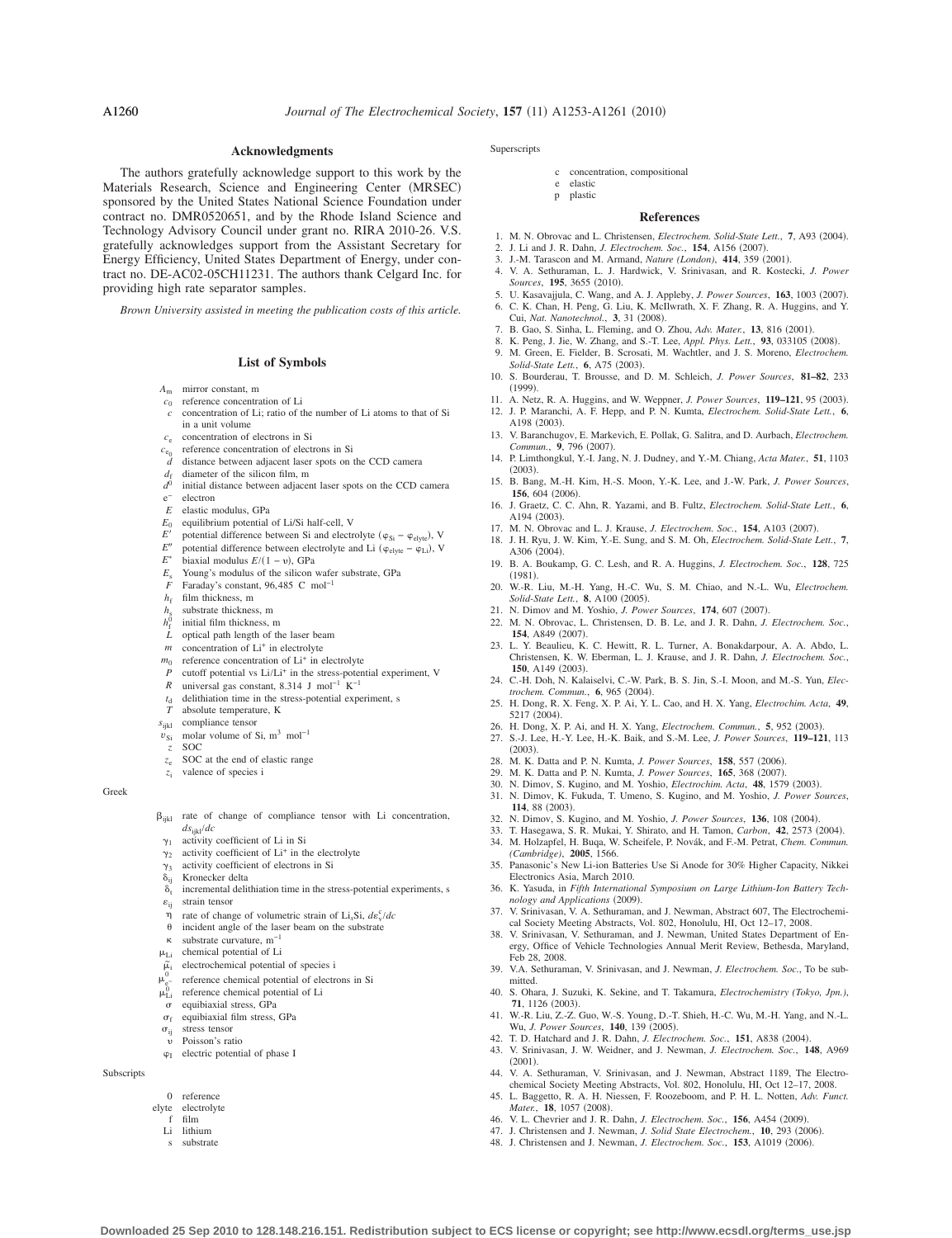## Acknowledgments

The authors gratefully acknowledge support to this work by the Materials Research, Science and Engineering Center (MRSEC) sponsored by the United States National Science Foundation under contract no. DMR0520651, and by the Rhode Island Science and Technology Advisory Council under grant no. RIRA 2010-26. V.S. gratefully acknowledges support from the Assistant Secretary for Energy Efficiency, United States Department of Energy, under contract no. DE-AC02-05CH11231. The authors thank Celgard Inc. for providing high rate separator samples.

*Brown University assisted in meeting the publication costs of this article.*

## List of Symbols

- $A_m$ mirror constant, m
- $c_0$ reference concentration of Li
- $c$ concentration of Li; ratio of the number of Li atoms to that of Si in a unit volume
- $c_e$ concentration of electrons in Si
- $c_{e_0}$ reference concentration of electrons in Si
- $d$ distance between adjacent laser spots on the CCD camera
- $d_f$ diameter of the silicon film, m
- $d^0$ initial distance between adjacent laser spots on the CCD camera
- $e^-$ electron
- $E$ elastic modulus, GPa
- $E_0$ equilibrium potential of Li/Si half-cell, V
- $E'$ potential difference between Si and electrolyte ($\varphi_{Si} - \varphi_{elyte}$), V
- $E''$ potential difference between electrolyte and Li ($\varphi_{elyte} - \varphi_{Li}$), V
- $E^*$ biaxial modulus $E/(1 - \upsilon)$, GPa
- $E_s$ Young's modulus of the silicon wafer substrate, GPa
- $F$ Faraday's constant, 96,485 C mol$^{-1}$
- $h_f$ film thickness, m
- $h_s$ substrate thickness, m
- $h_f^0$ initial film thickness, m
- $L$ optical path length of the laser beam
- $m$ concentration of $Li^+$ in electrolyte
- $m_0$ reference concentration of $Li^+$ in electrolyte
- $P$ cutoff potential vs $Li/Li^+$ in the stress-potential experiment, V
- $R$ universal gas constant, 8.314 J mol$^{-1}$ K$^{-1}$
- $t_d$ delithiation time in the stress-potential experiment, s
- $T$ absolute temperature, K
- $s_{ijkl}$ compliance tensor
- $v_{Si}$ molar volume of Si, m$^3$ mol$^{-1}$
- $z$ SOC
- $z_e$ SOC at the end of elastic range
- $z_i$ valence of species i

Greek

- $\beta_{ijkl}$ rate of change of compliance tensor with Li concentration, $ds_{ijkl}/dc$
- $\gamma_1$ activity coefficient of Li in Si
- $\gamma_2$ activity coefficient of $Li^+$ in the electrolyte
- $\gamma_3$ activity coefficient of electrons in Si
- $\delta_{ij}$ Kronecker delta
- $\delta_t$ incremental delithiation time in the stress-potential experiments, s
- $\varepsilon_{ij}$ strain tensor
- $\eta$ rate of change of volumetric strain of $Li_xSi$, $d\varepsilon_v^c/dc$
- $\theta$ incident angle of the laser beam on the substrate
- $\kappa$ substrate curvature, m$^{-1}$
- $\mu_{Li}$ chemical potential of Li
- $\bar{\mu}_i$ electrochemical potential of species i
- $\mu_{e^-}^0$ reference chemical potential of electrons in Si
- $\mu_{Li}^0$ reference chemical potential of Li
- $\sigma$ equibiaxial stress, GPa
- $\sigma_f$ equibiaxial film stress, GPa
- $\sigma_{ij}$ stress tensor
- $\upsilon$ Poisson's ratio
- $\varphi_I$ electric potential of phase I

Subscripts

- 0 reference
- elyte electrolyte
- f film
- Li lithium
- s substrate

Superscripts

- c concentration, compositional
- e elastic
- p plastic

## References

1. M. N. Obrovac and L. Christensen, *Electrochem. Solid-State Lett.*, **7**, A93 (2004).
2. J. Li and J. R. Dahn, *J. Electrochem. Soc.*, **154**, A156 (2007).
3. J.-M. Tarascon and M. Armand, *Nature (London)*, **414**, 359 (2001).
4. V. A. Sethuraman, L. J. Hardwick, V. Srinivasan, and R. Kostecki, *J. Power Sources*, **195**, 3655 (2010).
5. U. Kasavajjula, C. Wang, and A. J. Appleby, *J. Power Sources*, **163**, 1003 (2007).
6. C. K. Chan, H. Peng, G. Liu, K. McIlwrath, X. F. Zhang, R. A. Huggins, and Y. Cui, *Nat. Nanotechnol.*, **3**, 31 (2008).
7. B. Gao, S. Sinha, L. Fleming, and O. Zhou, *Adv. Mater.*, **13**, 816 (2001).
8. K. Peng, J. Jie, W. Zhang, and S.-T. Lee, *Appl. Phys. Lett.*, **93**, 033105 (2008).
9. M. Green, E. Fielder, B. Scrosati, M. Wachtler, and J. S. Moreno, *Electrochem. Solid-State Lett.*, **6**, A75 (2003).
10. S. Bourderau, T. Brousse, and D. M. Schleich, *J. Power Sources*, **81–82**, 233 (1999).
11. A. Netz, R. A. Huggins, and W. Weppner, *J. Power Sources*, **119–121**, 95 (2003).
12. J. P. Maranchi, A. F. Hepp, and P. N. Kumta, *Electrochem. Solid-State Lett.*, **6**, A198 (2003).
13. V. Baranchugov, E. Markevich, E. Pollak, G. Salitra, and D. Aurbach, *Electrochem. Commun.*, **9**, 796 (2007).
14. P. Limthongkul, Y.-I. Jang, N. J. Dudney, and Y.-M. Chiang, *Acta Mater.*, **51**, 1103 (2003).
15. B. Bang, M.-H. Kim, H.-S. Moon, Y.-K. Lee, and J.-W. Park, *J. Power Sources*, **156**, 604 (2006).
16. J. Graetz, C. C. Ahn, R. Yazami, and B. Fultz, *Electrochem. Solid-State Lett.*, **6**, A194 (2003).
17. M. N. Obrovac and L. J. Krause, *J. Electrochem. Soc.*, **154**, A103 (2007).
18. J. H. Ryu, J. W. Kim, Y.-E. Sung, and S. M. Oh, *Electrochem. Solid-State Lett.*, **7**, A306 (2004).
19. B. A. Boukamp, G. C. Lesh, and R. A. Huggins, *J. Electrochem. Soc.*, **128**, 725 (1981).
20. W.-R. Liu, M.-H. Yang, H.-C. Wu, S. M. Chiao, and N.-L. Wu, *Electrochem. Solid-State Lett.*, **8**, A100 (2005).
21. N. Dimov and M. Yoshio, *J. Power Sources*, **174**, 607 (2007).
22. M. N. Obrovac, L. Christensen, D. B. Le, and J. R. Dahn, *J. Electrochem. Soc.*, **154**, A849 (2007).
23. L. Y. Beaulieu, K. C. Hewitt, R. L. Turner, A. Bonakdarpour, A. A. Abdo, L. Christensen, K. W. Eberman, L. J. Krause, and J. R. Dahn, *J. Electrochem. Soc.*, **150**, A149 (2003).
24. C.-H. Doh, N. Kalaiselvi, C.-W. Park, B. S. Jin, S.-I. Moon, and M.-S. Yun, *Electrochem. Commun.*, **6**, 965 (2004).
25. H. Dong, R. X. Feng, X. P. Ai, Y. L. Cao, and H. X. Yang, *Electrochim. Acta*, **49**, 5217 (2004).
26. H. Dong, X. P. Ai, and H. X. Yang, *Electrochem. Commun.*, **5**, 952 (2003).
27. S.-J. Lee, H.-Y. Lee, H.-K. Baik, and S.-M. Lee, *J. Power Sources*, **119–121**, 113 (2003).
28. M. K. Datta and P. N. Kumta, *J. Power Sources*, **158**, 557 (2006).
29. M. K. Datta and P. N. Kumta, *J. Power Sources*, **165**, 368 (2007).
30. N. Dimov, S. Kugino, and M. Yoshio, *Electrochim. Acta*, **48**, 1579 (2003).
31. N. Dimov, K. Fukuda, T. Umeno, S. Kugino, and M. Yoshio, *J. Power Sources*, **114**, 88 (2003).
32. N. Dimov, S. Kugino, and M. Yoshio, *J. Power Sources*, **136**, 108 (2004).
33. T. Hasegawa, S. R. Mukai, Y. Shirato, and H. Tamon, *Carbon*, **42**, 2573 (2004).
34. M. Holzapfel, H. Buqa, W. Scheifele, P. Novák, and F.-M. Petrat, *Chem. Commun. (Cambridge)*, **2005**, 1566.
35. Panasonic's New Li-ion Batteries Use Si Anode for 30% Higher Capacity, Nikkei Electronics Asia, March 2010.
36. K. Yasuda, in *Fifth International Symposium on Large Lithium-Ion Battery Technology and Applications* (2009).
37. V. Srinivasan, V. A. Sethuraman, and J. Newman, Abstract 607, The Electrochemical Society Meeting Abstracts, Vol. 802, Honolulu, HI, Oct 12–17, 2008.
38. V. Srinivasan, V. Sethuraman, and J. Newman, United States Department of Energy, Office of Vehicle Technologies Annual Merit Review, Bethesda, Maryland, Feb 28, 2008.
39. V.A. Sethuraman, V. Srinivasan, and J. Newman, *J. Electrochem. Soc.*, To be submitted.
40. S. Ohara, J. Suzuki, K. Sekine, and T. Takamura, *Electrochemistry (Tokyo, Jpn.)*, **71**, 1126 (2003).
41. W.-R. Liu, Z.-Z. Guo, W.-S. Young, D.-T. Shieh, H.-C. Wu, M.-H. Yang, and N.-L. Wu, *J. Power Sources*, **140**, 139 (2005).
42. T. D. Hatchard and J. R. Dahn, *J. Electrochem. Soc.*, **151**, A838 (2004).
43. V. Srinivasan, J. W. Weidner, and J. Newman, *J. Electrochem. Soc.*, **148**, A969 (2001).
44. V. A. Sethuraman, V. Srinivasan, and J. Newman, Abstract 1189, The Electrochemical Society Meeting Abstracts, Vol. 802, Honolulu, HI, Oct 12–17, 2008.
45. L. Baggetto, R. A. H. Niessen, F. Roozeboom, and P. H. L. Notten, *Adv. Funct. Mater.*, **18**, 1057 (2008).
46. V. L. Chevrier and J. R. Dahn, *J. Electrochem. Soc.*, **156**, A454 (2009).
47. J. Christensen and J. Newman, *J. Solid State Electrochem.*, **10**, 293 (2006).
48. J. Christensen and J. Newman, *J. Electrochem. Soc.*, **153**, A1019 (2006).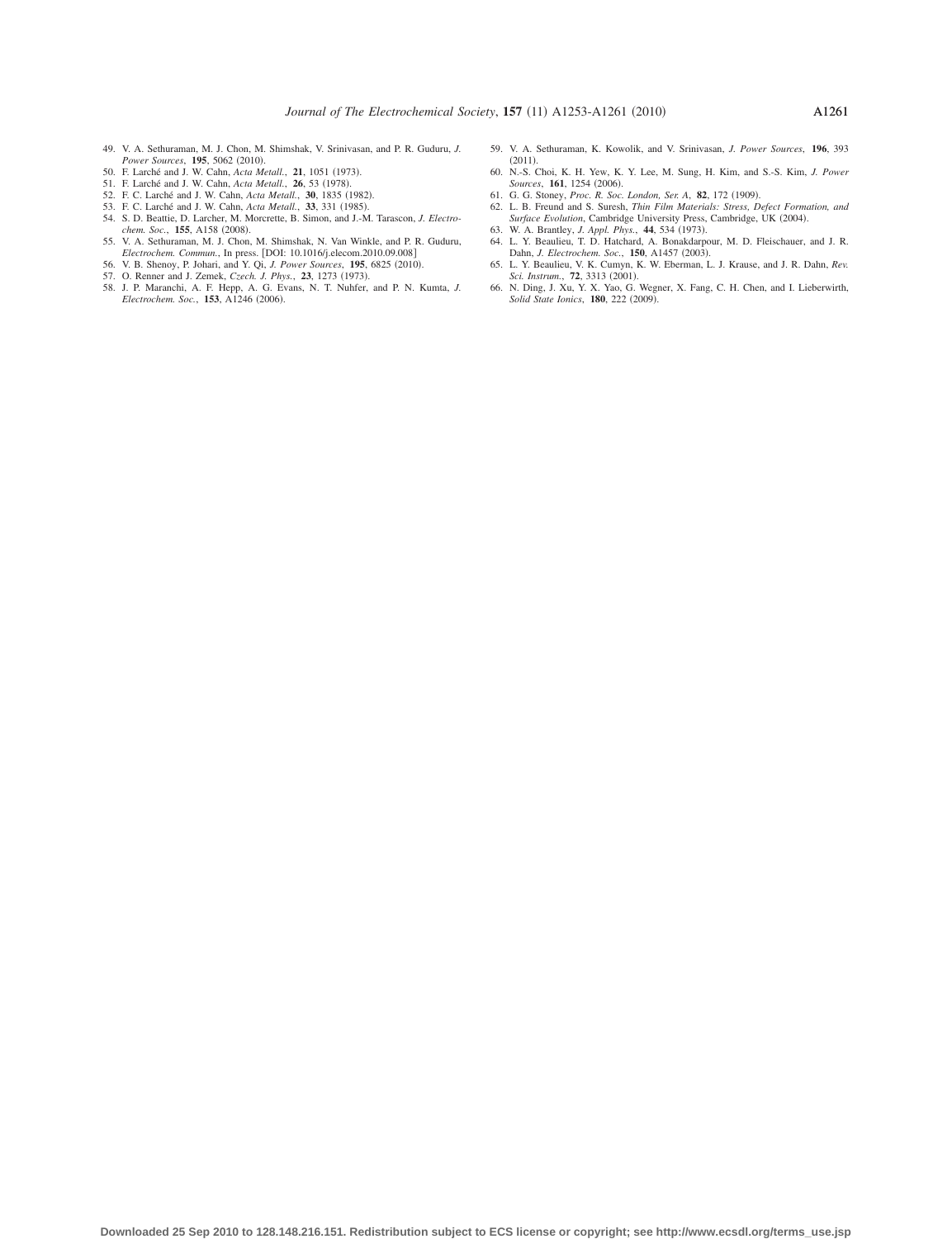49. V. A. Sethuraman, M. J. Chon, M. Shimshak, V. Srinivasan, and P. R. Guduru, *J. Power Sources*, **195**, 5062 (2010).
50. F. Larché and J. W. Cahn, *Acta Metall.*, **21**, 1051 (1973).
51. F. Larché and J. W. Cahn, *Acta Metall.*, **26**, 53 (1978).
52. F. C. Larché and J. W. Cahn, *Acta Metall.*, **30**, 1835 (1982).
53. F. C. Larché and J. W. Cahn, *Acta Metall.*, **33**, 331 (1985).
54. S. D. Beattie, D. Larcher, M. Morcrette, B. Simon, and J.-M. Tarascon, *J. Electrochem. Soc.*, **155**, A158 (2008).
55. V. A. Sethuraman, M. J. Chon, M. Shimshak, N. Van Winkle, and P. R. Guduru, *Electrochem. Commun.*, In press. [DOI: 10.1016/j.elecom.2010.09.008]
56. V. B. Shenoy, P. Johari, and Y. Qi, *J. Power Sources*, **195**, 6825 (2010).
57. O. Renner and J. Zemek, *Czech. J. Phys.*, **23**, 1273 (1973).
58. J. P. Maranchi, A. F. Hepp, A. G. Evans, N. T. Nuhfer, and P. N. Kumta, *J. Electrochem. Soc.*, **153**, A1246 (2006).
59. V. A. Sethuraman, K. Kowolik, and V. Srinivasan, *J. Power Sources*, **196**, 393 (2011).
60. N.-S. Choi, K. H. Yew, K. Y. Lee, M. Sung, H. Kim, and S.-S. Kim, *J. Power Sources*, **161**, 1254 (2006).
61. G. G. Stoney, *Proc. R. Soc. London, Ser. A*, **82**, 172 (1909).
62. L. B. Freund and S. Suresh, *Thin Film Materials: Stress, Defect Formation, and Surface Evolution*, Cambridge University Press, Cambridge, UK (2004).
63. W. A. Brantley, *J. Appl. Phys.*, **44**, 534 (1973).
64. L. Y. Beaulieu, T. D. Hatchard, A. Bonakdarpour, M. D. Fleischauer, and J. R. Dahn, *J. Electrochem. Soc.*, **150**, A1457 (2003).
65. L. Y. Beaulieu, V. K. Cumyn, K. W. Eberman, L. J. Krause, and J. R. Dahn, *Rev. Sci. Instrum.*, **72**, 3313 (2001).
66. N. Ding, J. Xu, Y. X. Yao, G. Wegner, X. Fang, C. H. Chen, and I. Lieberwirth, *Solid State Ionics*, **180**, 222 (2009).